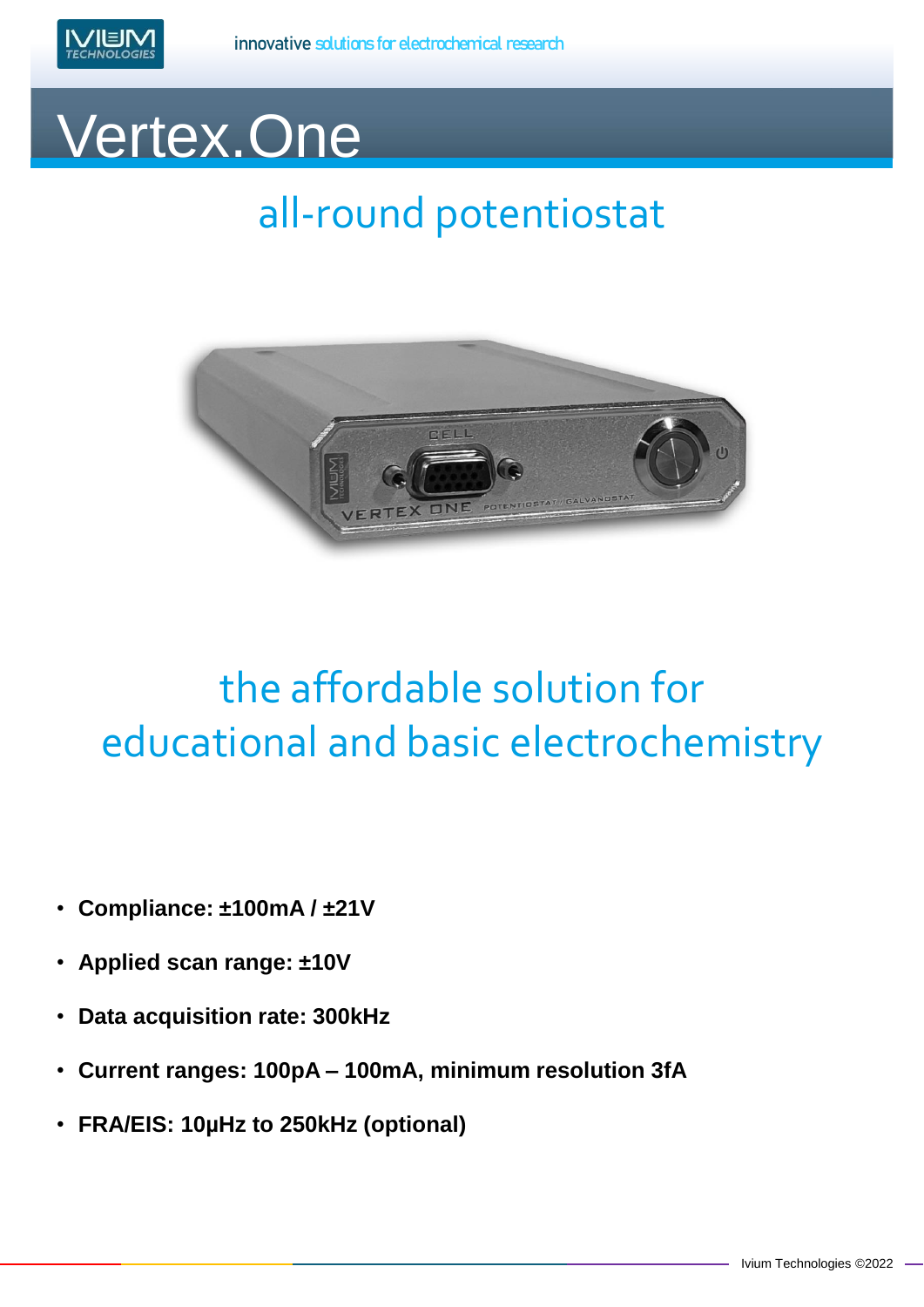innovative solutions for electrochemical research

# Vertex.One

## all-round potentiostat

## the affordable solution for educational and basic electrochemistry

- **Compliance: ±100mA / ±21V**
- **Applied scan range: ±10V**
- **Data acquisition rate: 300kHz**
- **Current ranges: 100pA – 100mA, minimum resolution 3fA**
- **FRA/EIS: 10μHz to 250kHz (optional)**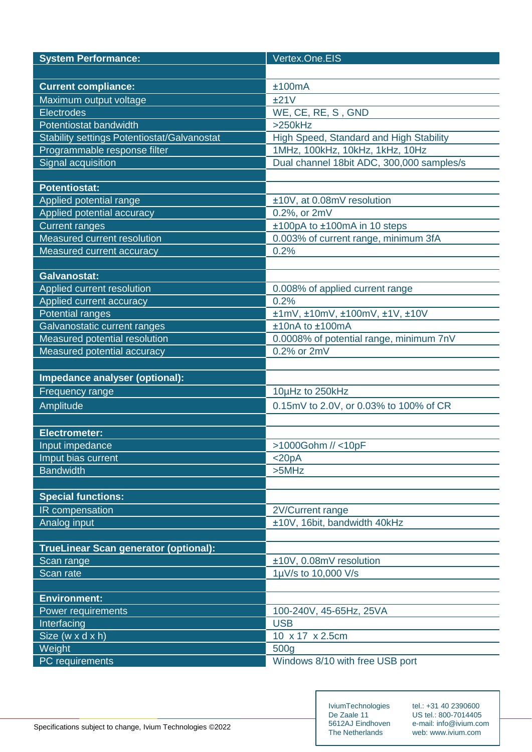| System Performance: | Vertex.One.EIS |
|---|---|
| | |
| **Current compliance:** | ±100mA |
| Maximum output voltage | ±21V |
| Electrodes | WE, CE, RE, S , GND |
| Potentiostat bandwidth | >250kHz |
| Stability settings Potentiostat/Galvanostat | High Speed, Standard and High Stability |
| Programmable response filter | 1MHz, 100kHz, 10kHz, 1kHz, 10Hz |
| Signal acquisition | Dual channel 18bit ADC, 300,000 samples/s |
| | |
| **Potentiostat:** | |
| Applied potential range | ±10V, at 0.08mV resolution |
| Applied potential accuracy | 0.2%, or 2mV |
| Current ranges | ±100pA to ±100mA in 10 steps |
| Measured current resolution | 0.003% of current range, minimum 3fA |
| Measured current accuracy | 0.2% |
| | |
| **Galvanostat:** | |
| Applied current resolution | 0.008% of applied current range |
| Applied current accuracy | 0.2% |
| Potential ranges | ±1mV, ±10mV, ±100mV, ±1V, ±10V |
| Galvanostatic current ranges | ±10nA to ±100mA |
| Measured potential resolution | 0.0008% of potential range, minimum 7nV |
| Measured potential accuracy | 0.2% or 2mV |
| | |
| **Impedance analyser (optional):** | |
| Frequency range | 10µHz to 250kHz |
| Amplitude | 0.15mV to 2.0V, or 0.03% to 100% of CR |
| | |
| **Electrometer:** | |
| Input impedance | >1000Gohm // <10pF |
| Imput bias current | <20pA |
| Bandwidth | >5MHz |
| | |
| **Special functions:** | |
| IR compensation | 2V/Current range |
| Analog input | ±10V, 16bit, bandwidth 40kHz |
| | |
| **TrueLinear Scan generator (optional):** | |
| Scan range | ±10V, 0.08mV resolution |
| Scan rate | 1µV/s to 10,000 V/s |
| | |
| **Environment:** | |
| Power requirements | 100-240V, 45-65Hz, 25VA |
| Interfacing | USB |
| Size (w x d x h) | 10 x 17 x 2.5cm |
| Weight | 500g |
| PC requirements | Windows 8/10 with free USB port |

Specifications subject to change, Ivium Technologies ©2022

IviumTechnologies
De Zaale 11
5612AJ Eindhoven
The Netherlands

tel.: +31 40 2390600
US tel.: 800-7014405
e-mail: info@ivium.com
web: www.ivium.com